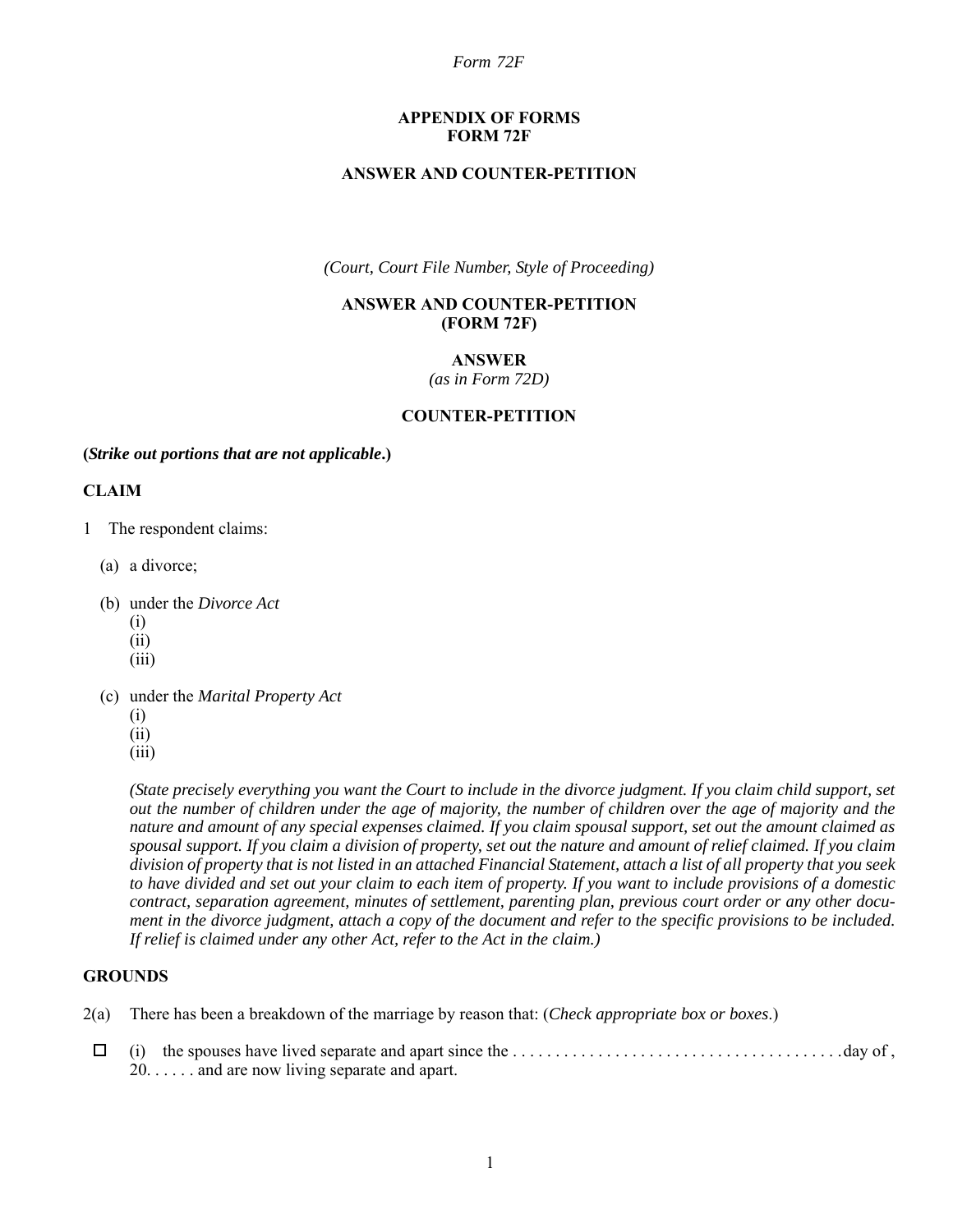*Form 72F*

**APPENDIX OF FORMS**
**FORM 72F**

**ANSWER AND COUNTER-PETITION**

*(Court, Court File Number, Style of Proceeding)*

**ANSWER AND COUNTER-PETITION**
**(FORM 72F)**

**ANSWER**
*(as in Form 72D)*

**COUNTER-PETITION**

**(*Strike out portions that are not applicable*.)**

**CLAIM**

1 The respondent claims:

(a) a divorce;

(b) under the *Divorce Act*
(i)
(ii)
(iii)

(c) under the *Marital Property Act*
(i)
(ii)
(iii)

*(State precisely everything you want the Court to include in the divorce judgment. If you claim child support, set out the number of children under the age of majority, the number of children over the age of majority and the nature and amount of any special expenses claimed. If you claim spousal support, set out the amount claimed as spousal support. If you claim a division of property, set out the nature and amount of relief claimed. If you claim division of property that is not listed in an attached Financial Statement, attach a list of all property that you seek to have divided and set out your claim to each item of property. If you want to include provisions of a domestic contract, separation agreement, minutes of settlement, parenting plan, previous court order or any other document in the divorce judgment, attach a copy of the document and refer to the specific provisions to be included. If relief is claimed under any other Act, refer to the Act in the claim.)*

**GROUNDS**

2(a) There has been a breakdown of the marriage by reason that: (*Check appropriate box or boxes*.)

☐ (i) the spouses have lived separate and apart since the . . . . . . . . . . . . . . . . . . . . . . . . . . . . . . . . . . . . . . .day of , 20. . . . . . and are now living separate and apart.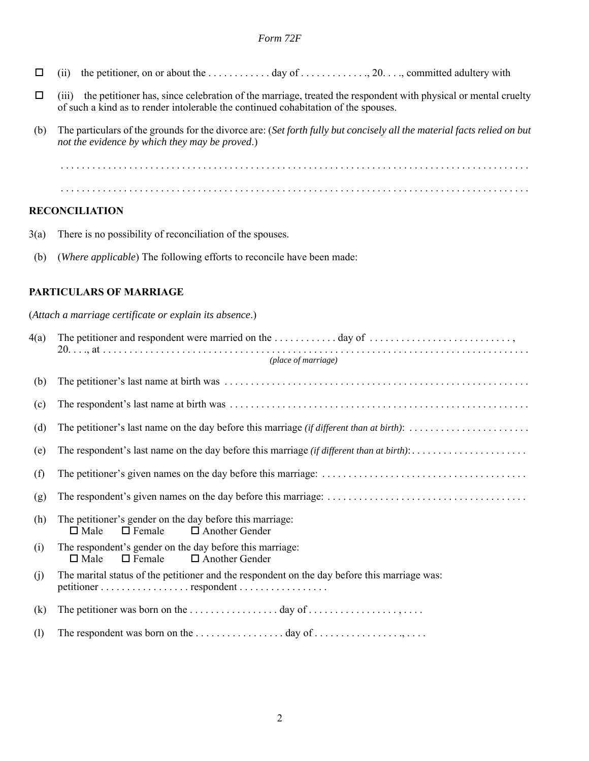- ☐ (ii) the petitioner, on or about the . . . . . . . . . . . . day of . . . . . . . . . . . . ., 20. . . ., committed adultery with
- ☐ (iii) the petitioner has, since celebration of the marriage, treated the respondent with physical or mental cruelty of such a kind as to render intolerable the continued cohabitation of the spouses.

(b) The particulars of the grounds for the divorce are: (*Set forth fully but concisely all the material facts relied on but not the evidence by which they may be proved*.)

. . . . . . . . . . . . . . . . . . . . . . . . . . . . . . . . . . . . . . . . . . . . . . . . . . . . . . . . . . . . . . . . . . . . . . . . . . . . . . . . . . .

. . . . . . . . . . . . . . . . . . . . . . . . . . . . . . . . . . . . . . . . . . . . . . . . . . . . . . . . . . . . . . . . . . . . . . . . . . . . . . . . . . .

**RECONCILIATION**

3(a) There is no possibility of reconciliation of the spouses.

(b) (*Where applicable*) The following efforts to reconcile have been made:

**PARTICULARS OF MARRIAGE**

(*Attach a marriage certificate or explain its absence*.)

4(a) The petitioner and respondent were married on the . . . . . . . . . . . . day of . . . . . . . . . . . . . . . . . . . . . . . . . . . ., 20. . . ., at . . . . . . . . . . . . . . . . . . . . . . . . . . . . . . . . . . . . . . . . . . . . . . . . . . . . . . . . . . . . . . . . . . . . . . . . . . . . . .
*(place of marriage)*

(b) The petitioner's last name at birth was . . . . . . . . . . . . . . . . . . . . . . . . . . . . . . . . . . . . . . . . . . . . . . . . . . . . . . . . . .

(c) The respondent's last name at birth was . . . . . . . . . . . . . . . . . . . . . . . . . . . . . . . . . . . . . . . . . . . . . . . . . . . . . . . .

(d) The petitioner's last name on the day before this marriage *(if different than at birth)*: . . . . . . . . . . . . . . . . . . . . . . .

(e) The respondent's last name on the day before this marriage *(if different than at birth)*: . . . . . . . . . . . . . . . . . . . . . .

(f) The petitioner's given names on the day before this marriage: . . . . . . . . . . . . . . . . . . . . . . . . . . . . . . . . . . . . . . .

(g) The respondent's given names on the day before this marriage: . . . . . . . . . . . . . . . . . . . . . . . . . . . . . . . . . . . . .

(h) The petitioner's gender on the day before this marriage:
☐ Male ☐ Female ☐ Another Gender

(i) The respondent's gender on the day before this marriage:
☐ Male ☐ Female ☐ Another Gender

(j) The marital status of the petitioner and the respondent on the day before this marriage was:
petitioner . . . . . . . . . . . . . . . . . respondent . . . . . . . . . . . . . . . . .

(k) The petitioner was born on the . . . . . . . . . . . . . . . . . day of . . . . . . . . . . . . . . . . . ., . . . .

(l) The respondent was born on the . . . . . . . . . . . . . . . . . day of . . . . . . . . . . . . . . . . .,. . . .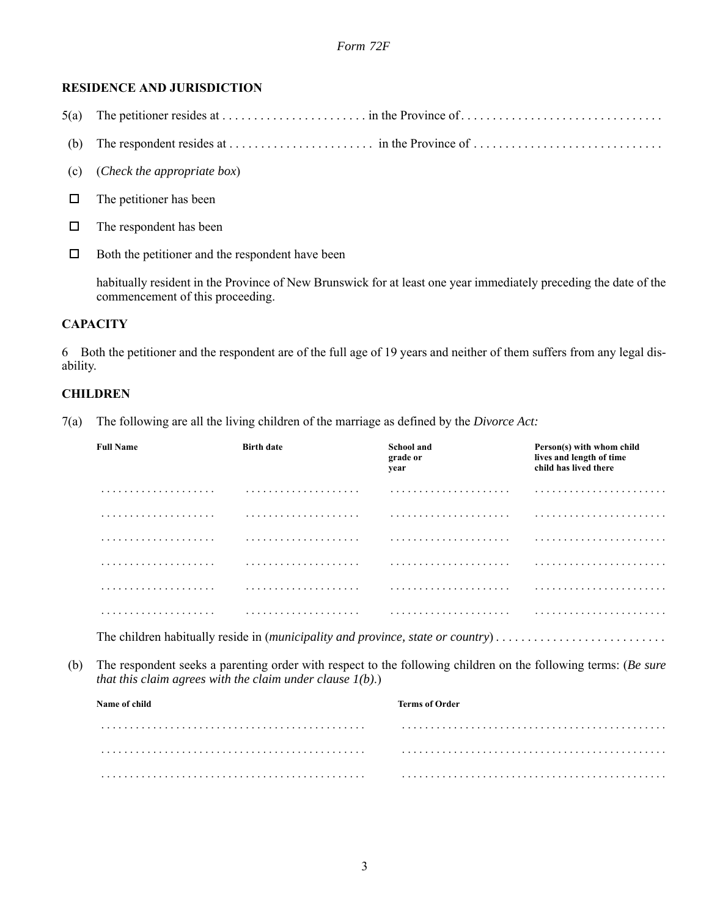*Form 72F*

**RESIDENCE AND JURISDICTION**

5(a) The petitioner resides at . . . . . . . . . . . . . . . . . . . . . . . in the Province of . . . . . . . . . . . . . . . . . . . . . . . . . . . . . . .

(b) The respondent resides at . . . . . . . . . . . . . . . . . . . . . . . in the Province of . . . . . . . . . . . . . . . . . . . . . . . . . . . . . .

(c) (*Check the appropriate box*)

☐ The petitioner has been

☐ The respondent has been

☐ Both the petitioner and the respondent have been

habitually resident in the Province of New Brunswick for at least one year immediately preceding the date of the commencement of this proceeding.

**CAPACITY**

6 Both the petitioner and the respondent are of the full age of 19 years and neither of them suffers from any legal disability.

**CHILDREN**

7(a) The following are all the living children of the marriage as defined by the *Divorce Act:*

| Full Name | Birth date | School and grade or year | Person(s) with whom child lives and length of time child has lived there |
|---|---|---|---|
| . . . . . . . . . . . . . . . . . . . . | . . . . . . . . . . . . . . . . . . . . | . . . . . . . . . . . . . . . . . . . . | . . . . . . . . . . . . . . . . . . . . . . |
| . . . . . . . . . . . . . . . . . . . . | . . . . . . . . . . . . . . . . . . . . | . . . . . . . . . . . . . . . . . . . . | . . . . . . . . . . . . . . . . . . . . . . |
| . . . . . . . . . . . . . . . . . . . . | . . . . . . . . . . . . . . . . . . . . | . . . . . . . . . . . . . . . . . . . . | . . . . . . . . . . . . . . . . . . . . . . |
| . . . . . . . . . . . . . . . . . . . . | . . . . . . . . . . . . . . . . . . . . | . . . . . . . . . . . . . . . . . . . . | . . . . . . . . . . . . . . . . . . . . . . |
| . . . . . . . . . . . . . . . . . . . . | . . . . . . . . . . . . . . . . . . . . | . . . . . . . . . . . . . . . . . . . . | . . . . . . . . . . . . . . . . . . . . . . |
| . . . . . . . . . . . . . . . . . . . . | . . . . . . . . . . . . . . . . . . . . | . . . . . . . . . . . . . . . . . . . . | . . . . . . . . . . . . . . . . . . . . . . |

The children habitually reside in (*municipality and province, state or country*) . . . . . . . . . . . . . . . . . . . . . . . . . . .

(b) The respondent seeks a parenting order with respect to the following children on the following terms: (*Be sure that this claim agrees with the claim under clause 1(b).*)

| Name of child | Terms of Order |
|---|---|
| . . . . . . . . . . . . . . . . . . . . . . . . . . . . . . . . . . . . . . . . . . . . | . . . . . . . . . . . . . . . . . . . . . . . . . . . . . . . . . . . . . . . . . . . . |
| . . . . . . . . . . . . . . . . . . . . . . . . . . . . . . . . . . . . . . . . . . . . | . . . . . . . . . . . . . . . . . . . . . . . . . . . . . . . . . . . . . . . . . . . . |
| . . . . . . . . . . . . . . . . . . . . . . . . . . . . . . . . . . . . . . . . . . . . | . . . . . . . . . . . . . . . . . . . . . . . . . . . . . . . . . . . . . . . . . . . . |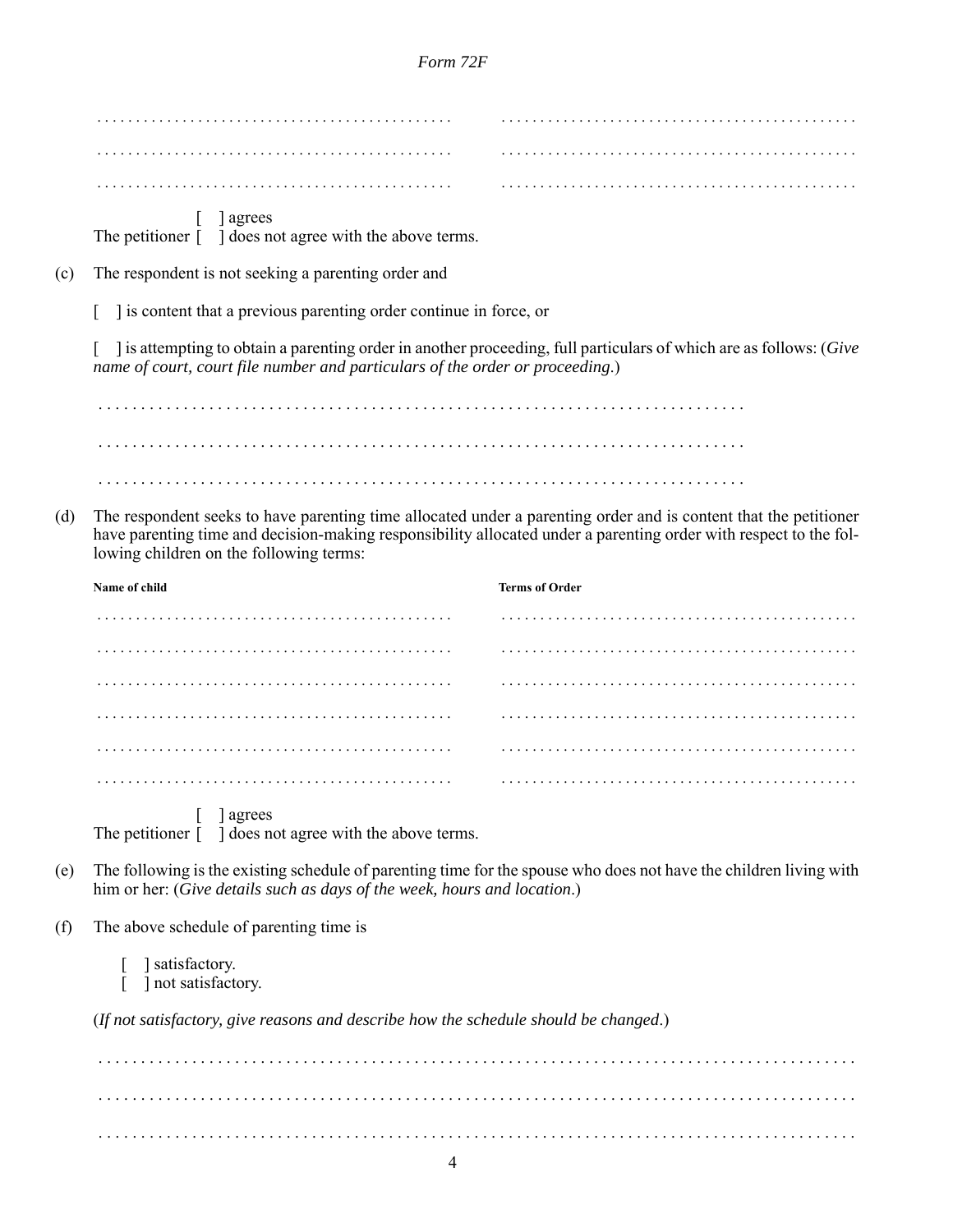| | |
|---|---|
| . . . . . . . . . . . . . . . . . . . . . . . . . . . . . . . . . . . . . . . . . . . . | . . . . . . . . . . . . . . . . . . . . . . . . . . . . . . . . . . . . . . . . . . . . |
| . . . . . . . . . . . . . . . . . . . . . . . . . . . . . . . . . . . . . . . . . . . . | . . . . . . . . . . . . . . . . . . . . . . . . . . . . . . . . . . . . . . . . . . . . |
| . . . . . . . . . . . . . . . . . . . . . . . . . . . . . . . . . . . . . . . . . . . . | . . . . . . . . . . . . . . . . . . . . . . . . . . . . . . . . . . . . . . . . . . . . |

The petitioner [ ] agrees  
[ ] does not agree with the above terms.

(c) The respondent is not seeking a parenting order and

[ ] is content that a previous parenting order continue in force, or

[ ] is attempting to obtain a parenting order in another proceeding, full particulars of which are as follows: (*Give name of court, court file number and particulars of the order or proceeding.*)

. . . . . . . . . . . . . . . . . . . . . . . . . . . . . . . . . . . . . . . . . . . . . . . . . . . . . . . . . . . . . . . . . . . . . . . . . . . .

. . . . . . . . . . . . . . . . . . . . . . . . . . . . . . . . . . . . . . . . . . . . . . . . . . . . . . . . . . . . . . . . . . . . . . . . . . . .

. . . . . . . . . . . . . . . . . . . . . . . . . . . . . . . . . . . . . . . . . . . . . . . . . . . . . . . . . . . . . . . . . . . . . . . . . . . .

(d) The respondent seeks to have parenting time allocated under a parenting order and is content that the petitioner have parenting time and decision-making responsibility allocated under a parenting order with respect to the following children on the following terms:

| **Name of child** | **Terms of Order** |
|---|---|
| . . . . . . . . . . . . . . . . . . . . . . . . . . . . . . . . . . . . . . . . . . . . | . . . . . . . . . . . . . . . . . . . . . . . . . . . . . . . . . . . . . . . . . . . . |
| . . . . . . . . . . . . . . . . . . . . . . . . . . . . . . . . . . . . . . . . . . . . | . . . . . . . . . . . . . . . . . . . . . . . . . . . . . . . . . . . . . . . . . . . . |
| . . . . . . . . . . . . . . . . . . . . . . . . . . . . . . . . . . . . . . . . . . . . | . . . . . . . . . . . . . . . . . . . . . . . . . . . . . . . . . . . . . . . . . . . . |
| . . . . . . . . . . . . . . . . . . . . . . . . . . . . . . . . . . . . . . . . . . . . | . . . . . . . . . . . . . . . . . . . . . . . . . . . . . . . . . . . . . . . . . . . . |
| . . . . . . . . . . . . . . . . . . . . . . . . . . . . . . . . . . . . . . . . . . . . | . . . . . . . . . . . . . . . . . . . . . . . . . . . . . . . . . . . . . . . . . . . . |
| . . . . . . . . . . . . . . . . . . . . . . . . . . . . . . . . . . . . . . . . . . . . | . . . . . . . . . . . . . . . . . . . . . . . . . . . . . . . . . . . . . . . . . . . . |

The petitioner [ ] agrees  
[ ] does not agree with the above terms.

(e) The following is the existing schedule of parenting time for the spouse who does not have the children living with him or her: (*Give details such as days of the week, hours and location.*)

(f) The above schedule of parenting time is

[ ] satisfactory.  
[ ] not satisfactory.

(*If not satisfactory, give reasons and describe how the schedule should be changed.*)

. . . . . . . . . . . . . . . . . . . . . . . . . . . . . . . . . . . . . . . . . . . . . . . . . . . . . . . . . . . . . . . . . . . . . . . . . . . . . . . . . . . . . . . . . .

. . . . . . . . . . . . . . . . . . . . . . . . . . . . . . . . . . . . . . . . . . . . . . . . . . . . . . . . . . . . . . . . . . . . . . . . . . . . . . . . . . . . . . . . . .

. . . . . . . . . . . . . . . . . . . . . . . . . . . . . . . . . . . . . . . . . . . . . . . . . . . . . . . . . . . . . . . . . . . . . . . . . . . . . . . . . . . . . . . . . .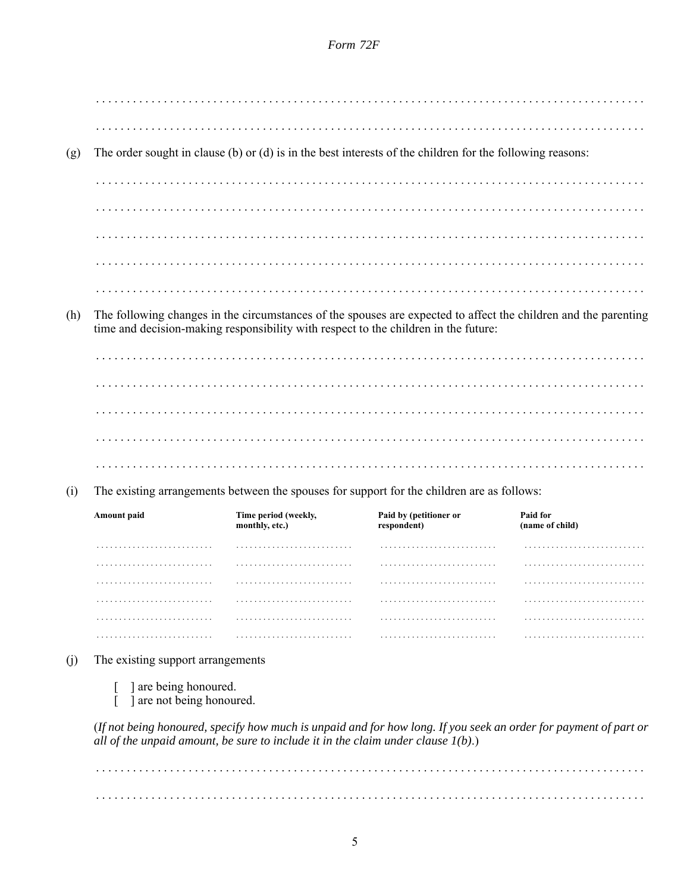. . . . . . . . . . . . . . . . . . . . . . . . . . . . . . . . . . . . . . . . . . . . . . . . . . . . . . . . . . . . . . . . . . . . . . . . . . . . . . . . . . . . . . . .

. . . . . . . . . . . . . . . . . . . . . . . . . . . . . . . . . . . . . . . . . . . . . . . . . . . . . . . . . . . . . . . . . . . . . . . . . . . . . . . . . . . . . . . .

(g) The order sought in clause (b) or (d) is in the best interests of the children for the following reasons:

. . . . . . . . . . . . . . . . . . . . . . . . . . . . . . . . . . . . . . . . . . . . . . . . . . . . . . . . . . . . . . . . . . . . . . . . . . . . . . . . . . . . . . . .

. . . . . . . . . . . . . . . . . . . . . . . . . . . . . . . . . . . . . . . . . . . . . . . . . . . . . . . . . . . . . . . . . . . . . . . . . . . . . . . . . . . . . . . .

. . . . . . . . . . . . . . . . . . . . . . . . . . . . . . . . . . . . . . . . . . . . . . . . . . . . . . . . . . . . . . . . . . . . . . . . . . . . . . . . . . . . . . . .

. . . . . . . . . . . . . . . . . . . . . . . . . . . . . . . . . . . . . . . . . . . . . . . . . . . . . . . . . . . . . . . . . . . . . . . . . . . . . . . . . . . . . . . .

. . . . . . . . . . . . . . . . . . . . . . . . . . . . . . . . . . . . . . . . . . . . . . . . . . . . . . . . . . . . . . . . . . . . . . . . . . . . . . . . . . . . . . . .

(h) The following changes in the circumstances of the spouses are expected to affect the children and the parenting time and decision-making responsibility with respect to the children in the future:

. . . . . . . . . . . . . . . . . . . . . . . . . . . . . . . . . . . . . . . . . . . . . . . . . . . . . . . . . . . . . . . . . . . . . . . . . . . . . . . . . . . . . . . .

. . . . . . . . . . . . . . . . . . . . . . . . . . . . . . . . . . . . . . . . . . . . . . . . . . . . . . . . . . . . . . . . . . . . . . . . . . . . . . . . . . . . . . . .

. . . . . . . . . . . . . . . . . . . . . . . . . . . . . . . . . . . . . . . . . . . . . . . . . . . . . . . . . . . . . . . . . . . . . . . . . . . . . . . . . . . . . . . .

. . . . . . . . . . . . . . . . . . . . . . . . . . . . . . . . . . . . . . . . . . . . . . . . . . . . . . . . . . . . . . . . . . . . . . . . . . . . . . . . . . . . . . . .

. . . . . . . . . . . . . . . . . . . . . . . . . . . . . . . . . . . . . . . . . . . . . . . . . . . . . . . . . . . . . . . . . . . . . . . . . . . . . . . . . . . . . . . .

(i) The existing arrangements between the spouses for support for the children are as follows:

| Amount paid | Time period (weekly, monthly, etc.) | Paid by (petitioner or respondent) | Paid for (name of child) |
|---|---|---|---|
| . . . . . . . . . . . . . . . . . . . . . . . . . | . . . . . . . . . . . . . . . . . . . . . . . . . | . . . . . . . . . . . . . . . . . . . . . . . . . | . . . . . . . . . . . . . . . . . . . . . . . . . |
| . . . . . . . . . . . . . . . . . . . . . . . . . | . . . . . . . . . . . . . . . . . . . . . . . . . | . . . . . . . . . . . . . . . . . . . . . . . . . | . . . . . . . . . . . . . . . . . . . . . . . . . |
| . . . . . . . . . . . . . . . . . . . . . . . . . | . . . . . . . . . . . . . . . . . . . . . . . . . | . . . . . . . . . . . . . . . . . . . . . . . . . | . . . . . . . . . . . . . . . . . . . . . . . . . |
| . . . . . . . . . . . . . . . . . . . . . . . . . | . . . . . . . . . . . . . . . . . . . . . . . . . | . . . . . . . . . . . . . . . . . . . . . . . . . | . . . . . . . . . . . . . . . . . . . . . . . . . |
| . . . . . . . . . . . . . . . . . . . . . . . . . | . . . . . . . . . . . . . . . . . . . . . . . . . | . . . . . . . . . . . . . . . . . . . . . . . . . | . . . . . . . . . . . . . . . . . . . . . . . . . |
| . . . . . . . . . . . . . . . . . . . . . . . . . | . . . . . . . . . . . . . . . . . . . . . . . . . | . . . . . . . . . . . . . . . . . . . . . . . . . | . . . . . . . . . . . . . . . . . . . . . . . . . |

(j) The existing support arrangements

[ ] are being honoured.
[ ] are not being honoured.

(*If not being honoured, specify how much is unpaid and for how long. If you seek an order for payment of part or all of the unpaid amount, be sure to include it in the claim under clause 1(b).*)

. . . . . . . . . . . . . . . . . . . . . . . . . . . . . . . . . . . . . . . . . . . . . . . . . . . . . . . . . . . . . . . . . . . . . . . . . . . . . . . . . . . . . . . .

. . . . . . . . . . . . . . . . . . . . . . . . . . . . . . . . . . . . . . . . . . . . . . . . . . . . . . . . . . . . . . . . . . . . . . . . . . . . . . . . . . . . . . . .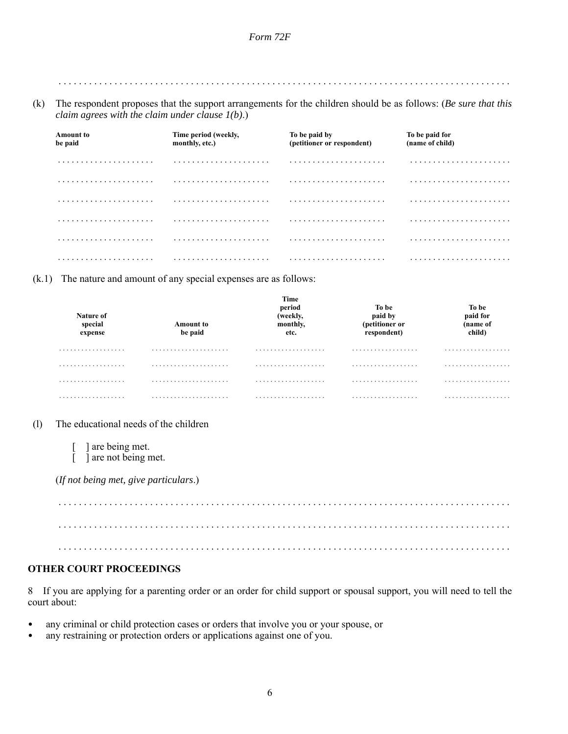. . . . . . . . . . . . . . . . . . . . . . . . . . . . . . . . . . . . . . . . . . . . . . . . . . . . . . . . . . . . . . . . . . . . . . . . . . . . . . . . . . . . .

(k) The respondent proposes that the support arrangements for the children should be as follows: (*Be sure that this claim agrees with the claim under clause 1(b).*)

| Amount to be paid | Time period (weekly, monthly, etc.) | To be paid by (petitioner or respondent) | To be paid for (name of child) |
|---|---|---|---|
| . . . . . . . . . . . . . . . . . . . . | . . . . . . . . . . . . . . . . . . . . | . . . . . . . . . . . . . . . . . . . . | . . . . . . . . . . . . . . . . . . . . |
| . . . . . . . . . . . . . . . . . . . . | . . . . . . . . . . . . . . . . . . . . | . . . . . . . . . . . . . . . . . . . . | . . . . . . . . . . . . . . . . . . . . |
| . . . . . . . . . . . . . . . . . . . . | . . . . . . . . . . . . . . . . . . . . | . . . . . . . . . . . . . . . . . . . . | . . . . . . . . . . . . . . . . . . . . |
| . . . . . . . . . . . . . . . . . . . . | . . . . . . . . . . . . . . . . . . . . | . . . . . . . . . . . . . . . . . . . . | . . . . . . . . . . . . . . . . . . . . |
| . . . . . . . . . . . . . . . . . . . . | . . . . . . . . . . . . . . . . . . . . | . . . . . . . . . . . . . . . . . . . . | . . . . . . . . . . . . . . . . . . . . |
| . . . . . . . . . . . . . . . . . . . . | . . . . . . . . . . . . . . . . . . . . | . . . . . . . . . . . . . . . . . . . . | . . . . . . . . . . . . . . . . . . . . |

(k.1) The nature and amount of any special expenses are as follows:

| Nature of special expense | Amount to be paid | Time period (weekly, monthly, etc. | To be paid by (petitioner or respondent) | To be paid for (name of child) |
|---|---|---|---|---|
| . . . . . . . . . . . . . . . . | . . . . . . . . . . . . . . . . . . . . | . . . . . . . . . . . . . . . . . . | . . . . . . . . . . . . . . . . | . . . . . . . . . . . . . . . . |
| . . . . . . . . . . . . . . . . | . . . . . . . . . . . . . . . . . . . . | . . . . . . . . . . . . . . . . . . | . . . . . . . . . . . . . . . . | . . . . . . . . . . . . . . . . |
| . . . . . . . . . . . . . . . . | . . . . . . . . . . . . . . . . . . . . | . . . . . . . . . . . . . . . . . . | . . . . . . . . . . . . . . . . | . . . . . . . . . . . . . . . . |
| . . . . . . . . . . . . . . . . | . . . . . . . . . . . . . . . . . . . . | . . . . . . . . . . . . . . . . . . | . . . . . . . . . . . . . . . . | . . . . . . . . . . . . . . . . |

(l) The educational needs of the children

[ ] are being met.
[ ] are not being met.

(*If not being met, give particulars*.)

. . . . . . . . . . . . . . . . . . . . . . . . . . . . . . . . . . . . . . . . . . . . . . . . . . . . . . . . . . . . . . . . . . . . . . . . . . . . . . . . . . . . .

. . . . . . . . . . . . . . . . . . . . . . . . . . . . . . . . . . . . . . . . . . . . . . . . . . . . . . . . . . . . . . . . . . . . . . . . . . . . . . . . . . . . .

. . . . . . . . . . . . . . . . . . . . . . . . . . . . . . . . . . . . . . . . . . . . . . . . . . . . . . . . . . . . . . . . . . . . . . . . . . . . . . . . . . . . .

## OTHER COURT PROCEEDINGS

8 If you are applying for a parenting order or an order for child support or spousal support, you will need to tell the court about:

- any criminal or child protection cases or orders that involve you or your spouse, or
- any restraining or protection orders or applications against one of you.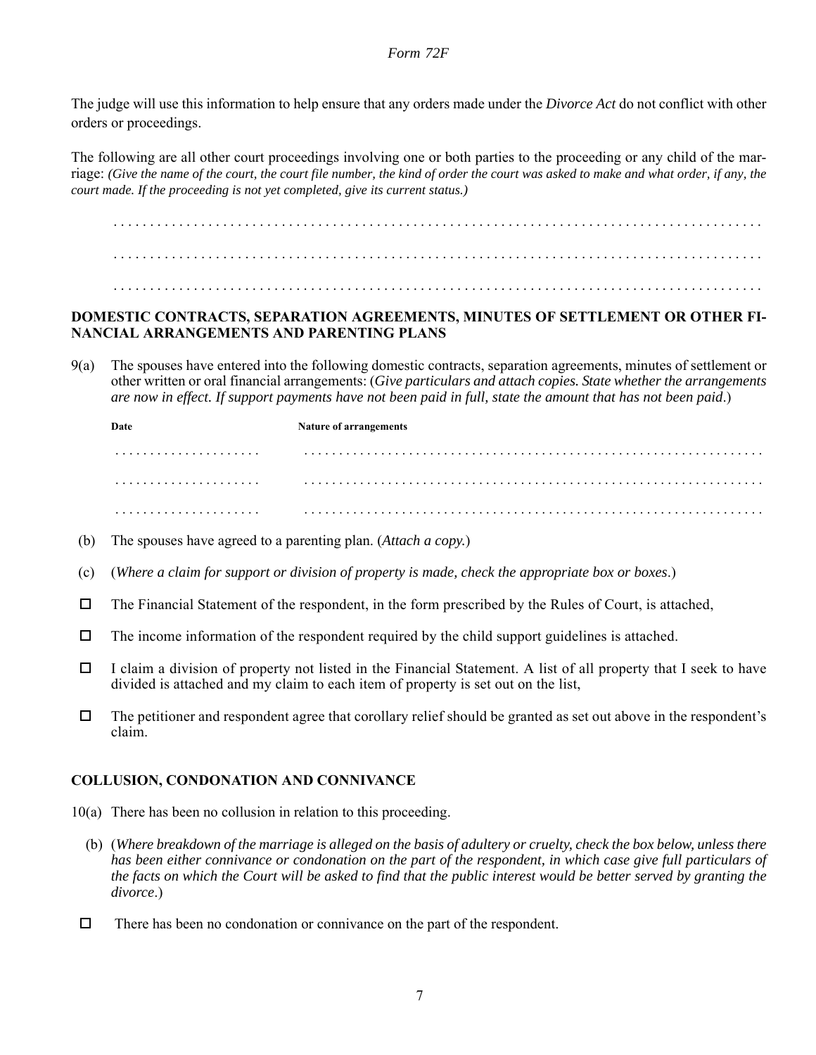*Form 72F*

The judge will use this information to help ensure that any orders made under the *Divorce Act* do not conflict with other orders or proceedings.

The following are all other court proceedings involving one or both parties to the proceeding or any child of the marriage: *(Give the name of the court, the court file number, the kind of order the court was asked to make and what order, if any, the court made. If the proceeding is not yet completed, give its current status.)*

. . . . . . . . . . . . . . . . . . . . . . . . . . . . . . . . . . . . . . . . . . . . . . . . . . . . . . . . . . . . . . . . . . . . . . . . . . . . . . . . . . . . .

. . . . . . . . . . . . . . . . . . . . . . . . . . . . . . . . . . . . . . . . . . . . . . . . . . . . . . . . . . . . . . . . . . . . . . . . . . . . . . . . . . . . .

. . . . . . . . . . . . . . . . . . . . . . . . . . . . . . . . . . . . . . . . . . . . . . . . . . . . . . . . . . . . . . . . . . . . . . . . . . . . . . . . . . . . .

## DOMESTIC CONTRACTS, SEPARATION AGREEMENTS, MINUTES OF SETTLEMENT OR OTHER FINANCIAL ARRANGEMENTS AND PARENTING PLANS

9(a) The spouses have entered into the following domestic contracts, separation agreements, minutes of settlement or other written or oral financial arrangements: (*Give particulars and attach copies. State whether the arrangements are now in effect. If support payments have not been paid in full, state the amount that has not been paid*.)

| Date | Nature of arrangements |
|---|---|
| . . . . . . . . . . . . . . . . . . . . . | . . . . . . . . . . . . . . . . . . . . . . . . . . . . . . . . . . . . . . . . . . . . . . . . . . . . . . . . . . . . . . . . |
| . . . . . . . . . . . . . . . . . . . . . | . . . . . . . . . . . . . . . . . . . . . . . . . . . . . . . . . . . . . . . . . . . . . . . . . . . . . . . . . . . . . . . . |
| . . . . . . . . . . . . . . . . . . . . . | . . . . . . . . . . . . . . . . . . . . . . . . . . . . . . . . . . . . . . . . . . . . . . . . . . . . . . . . . . . . . . . . |

(b) The spouses have agreed to a parenting plan. (*Attach a copy.*)

(c) (*Where a claim for support or division of property is made, check the appropriate box or boxes*.)

☐ The Financial Statement of the respondent, in the form prescribed by the Rules of Court, is attached,

☐ The income information of the respondent required by the child support guidelines is attached.

☐ I claim a division of property not listed in the Financial Statement. A list of all property that I seek to have divided is attached and my claim to each item of property is set out on the list,

☐ The petitioner and respondent agree that corollary relief should be granted as set out above in the respondent's claim.

## COLLUSION, CONDONATION AND CONNIVANCE

10(a) There has been no collusion in relation to this proceeding.

(b) (*Where breakdown of the marriage is alleged on the basis of adultery or cruelty, check the box below, unless there has been either connivance or condonation on the part of the respondent, in which case give full particulars of the facts on which the Court will be asked to find that the public interest would be better served by granting the divorce*.)

☐ There has been no condonation or connivance on the part of the respondent.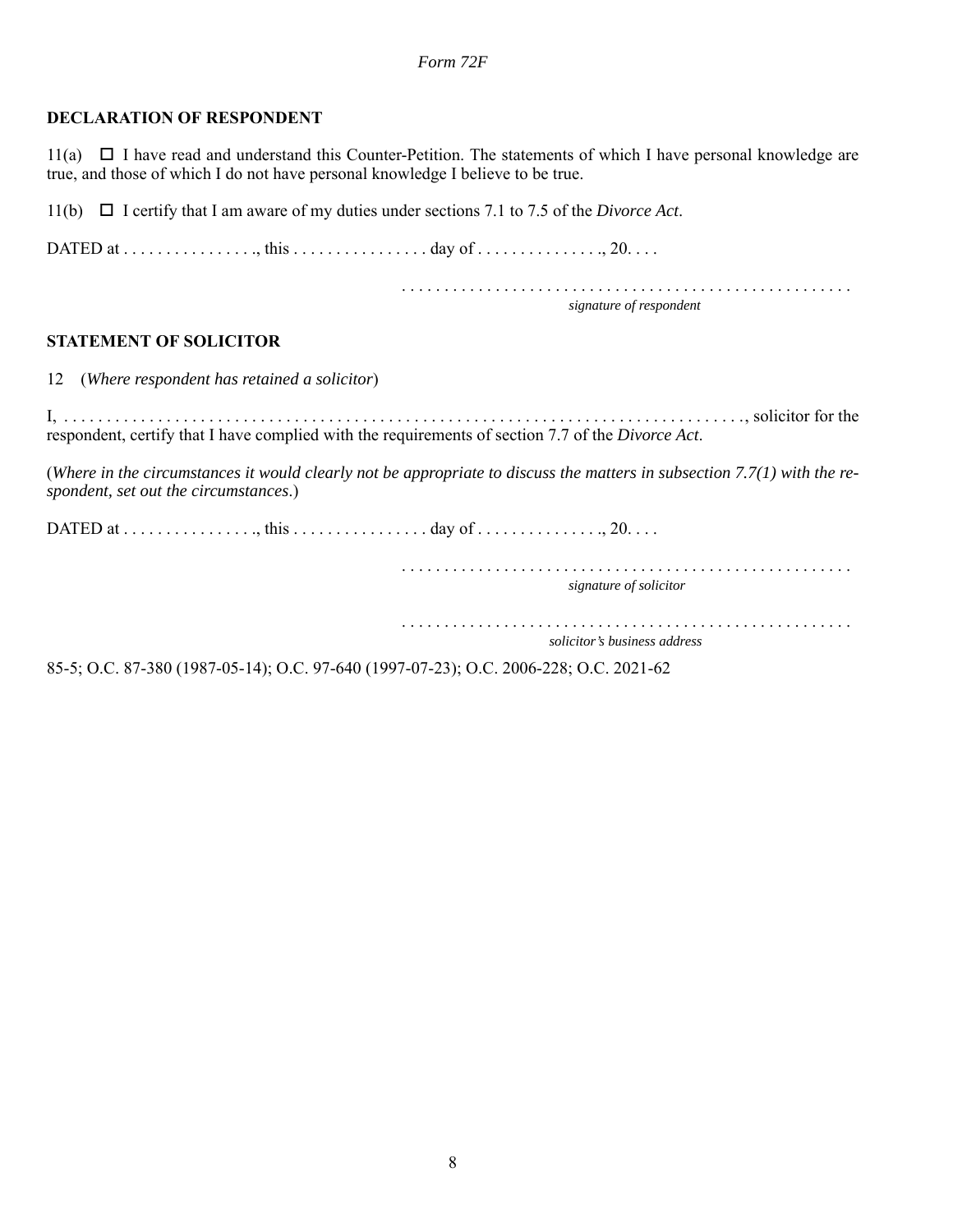*Form 72F*

**DECLARATION OF RESPONDENT**

11(a) ☐ I have read and understand this Counter-Petition. The statements of which I have personal knowledge are true, and those of which I do not have personal knowledge I believe to be true.

11(b) ☐ I certify that I am aware of my duties under sections 7.1 to 7.5 of the *Divorce Act*.

DATED at . . . . . . . . . . . . . . . ., this . . . . . . . . . . . . . . . . day of . . . . . . . . . . . . . . ., 20. . . .

. . . . . . . . . . . . . . . . . . . . . . . . . . . . . . . . . . . . . . . . . . . . . . . . . . . .
*signature of respondent*

**STATEMENT OF SOLICITOR**

12 (*Where respondent has retained a solicitor*)

I, . . . . . . . . . . . . . . . . . . . . . . . . . . . . . . . . . . . . . . . . . . . . . . . . . . . . . . . . . . . . . . . . . . . . . . . . . . ., solicitor for the respondent, certify that I have complied with the requirements of section 7.7 of the *Divorce Act*.

(*Where in the circumstances it would clearly not be appropriate to discuss the matters in subsection 7.7(1) with the respondent, set out the circumstances*.)

DATED at . . . . . . . . . . . . . . . ., this . . . . . . . . . . . . . . . . day of . . . . . . . . . . . . . . ., 20. . . .

. . . . . . . . . . . . . . . . . . . . . . . . . . . . . . . . . . . . . . . . . . . . . . . . . . . .
*signature of solicitor*

. . . . . . . . . . . . . . . . . . . . . . . . . . . . . . . . . . . . . . . . . . . . . . . . . . . .
*solicitor's business address*

85-5; O.C. 87-380 (1987-05-14); O.C. 97-640 (1997-07-23); O.C. 2006-228; O.C. 2021-62